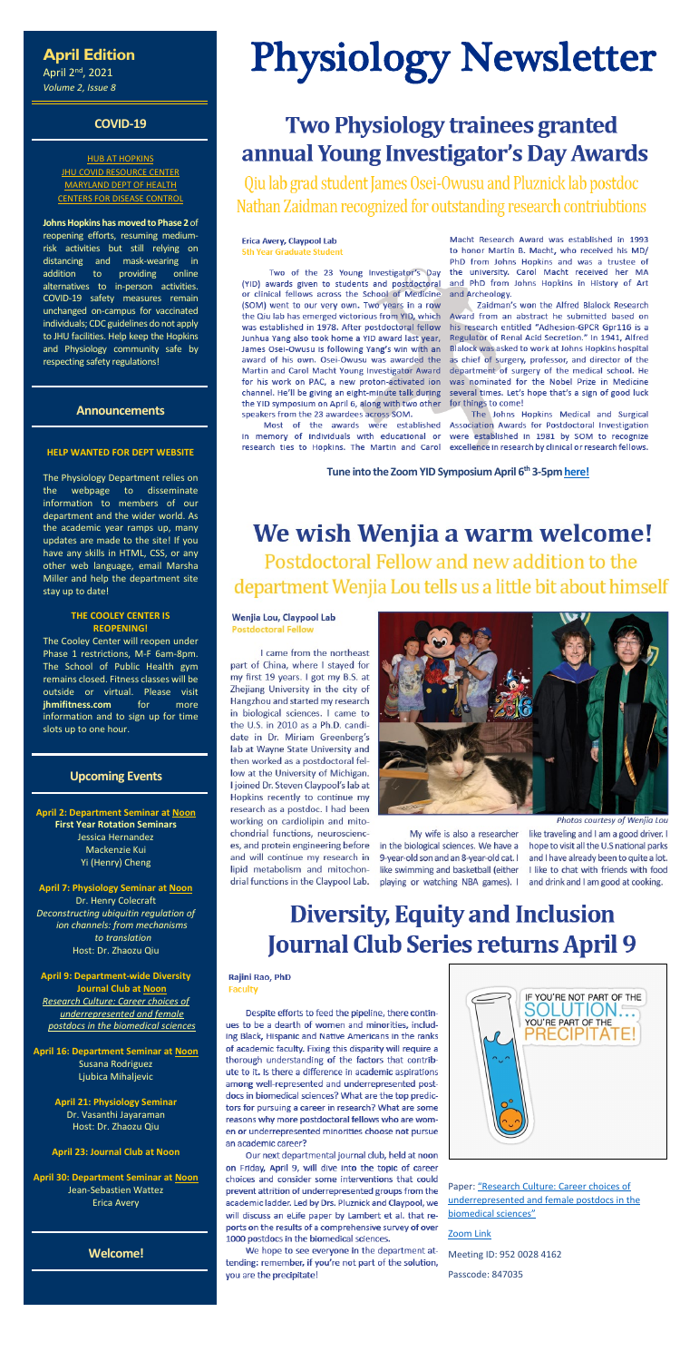# Physiology Newsletter

**April Edition**
April 2nd, 2021
*Volume 2, Issue 8*

## COVID-19

HUB AT HOPKINS
JHU COVID RESOURCE CENTER
MARYLAND DEPT OF HEALTH
CENTERS FOR DISEASE CONTROL

**Johns Hopkins has moved to Phase 2** of reopening efforts, resuming medium-risk activities but still relying on distancing and mask-wearing in addition to providing online alternatives to in-person activities. COVID-19 safety measures remain unchanged on-campus for vaccinated individuals; CDC guidelines do not apply to JHU facilities. Help keep the Hopkins and Physiology community safe by respecting safety regulations!

## Announcements

### HELP WANTED FOR DEPT WEBSITE

The Physiology Department relies on the webpage to disseminate information to members of our department and the wider world. As the academic year ramps up, many updates are made to the site! If you have any skills in HTML, CSS, or any other web language, email Marsha Miller and help the department site stay up to date!

### THE COOLEY CENTER IS REOPENING!

The Cooley Center will reopen under Phase 1 restrictions, M-F 6am-8pm. The School of Public Health gym remains closed. Fitness classes will be outside or virtual. Please visit **jhmifitness.com** for more information and to sign up for time slots up to one hour.

## Upcoming Events

**April 2: Department Seminar at Noon**
**First Year Rotation Seminars**
Jessica Hernandez
Mackenzie Kui
Yi (Henry) Cheng

**April 7: Physiology Seminar at Noon**
Dr. Henry Colecraft
*Deconstructing ubiquitin regulation of ion channels: from mechanisms to translation*
Host: Dr. Zhaozu Qiu

**April 9: Department-wide Diversity Journal Club at Noon**
*Research Culture: Career choices of underrepresented and female postdocs in the biomedical sciences*

**April 16: Department Seminar at Noon**
Susana Rodriguez
Ljubica Mihaljevic

**April 21: Physiology Seminar**
Dr. Vasanthi Jayaraman
Host: Dr. Zhaozu Qiu

**April 23: Journal Club at Noon**

**April 30: Department Seminar at Noon**
Jean-Sebastien Wattez
Erica Avery

## Welcome!

# Two Physiology trainees granted annual Young Investigator's Day Awards

Qiu lab grad student James Osei-Owusu and Pluznick lab postdoc Nathan Zaidman recognized for outstanding research contriubtions

**Erica Avery, Claypool Lab**
**5th Year Graduate Student**

Two of the 23 Young Investigator's Day (YID) awards given to students and postdoctoral or clinical fellows across the School of Medicine (SOM) went to our very own. Two years in a row the Qiu lab has emerged victorious from YID, which was established in 1978. After postdoctoral fellow Junhua Yang also took home a YID award last year, James Osei-Owusu is following Yang's win with an award of his own. Osei-Owusu was awarded the Martin and Carol Macht Young Investigator Award for his work on PAC, a new proton-activated ion channel. He'll be giving an eight-minute talk during the YID symposium on April 6, along with two other speakers from the 23 awardees across SOM.

Most of the awards were established in memory of individuals with educational or research ties to Hopkins. The Martin and Carol Macht Research Award was established in 1993 to honor Martin B. Macht, who received his MD/PhD from Johns Hopkins and was a trustee of the university. Carol Macht received her MA and PhD from Johns Hopkins in History of Art and Archeology.

Zaidman's won the Alfred Blalock Research Award from an abstract he submitted based on his research entitled "Adhesion-GPCR Gpr116 is a Regulator of Renal Acid Secretion." In 1941, Alfred Blalock was asked to work at Johns Hopkins hospital as chief of surgery, professor, and director of the department of surgery of the medical school. He was nominated for the Nobel Prize in Medicine several times. Let's hope that's a sign of good luck for things to come!

The Johns Hopkins Medical and Surgical Association Awards for Postdoctoral Investigation were established in 1981 by SOM to recognize excellence in research by clinical or research fellows.

**Tune into the Zoom YID Symposium April 6th 3-5pm here!**

# We wish Wenjia a warm welcome!

Postdoctoral Fellow and new addition to the department Wenjia Lou tells us a little bit about himself

**Wenjia Lou, Claypool Lab**
**Postdoctoral Fellow**

I came from the northeast part of China, where I stayed for my first 19 years. I got my B.S. at Zhejiang University in the city of Hangzhou and started my research in biological sciences. I came to the U.S. in 2010 as a Ph.D. candidate in Dr. Miriam Greenberg's lab at Wayne State University and then worked as a postdoctoral fellow at the University of Michigan. I joined Dr. Steven Claypool's lab at Hopkins recently to continue my research as a postdoc. I had been working on cardiolipin and mitochondrial functions, neurosciences, and protein engineering before and will continue my research in lipid metabolism and mitochondrial functions in the Claypool Lab.

*Photos courtesy of Wenjia Lou*

My wife is also a researcher in the biological sciences. We have a 9-year-old son and an 8-year-old cat. I like swimming and basketball (either playing or watching NBA games). I like traveling and I am a good driver. I hope to visit all the U.S national parks and I have already been to quite a lot. I like to chat with friends with food and drink and I am good at cooking.

# Diversity, Equity and Inclusion Journal Club Series returns April 9

**Rajini Rao, PhD**
**Faculty**

Despite efforts to feed the pipeline, there continues to be a dearth of women and minorities, including Black, Hispanic and Native Americans in the ranks of academic faculty. Fixing this disparity will require a thorough understanding of the factors that contribute to it. Is there a difference in academic aspirations among well-represented and underrepresented postdocs in biomedical sciences? What are the top predictors for pursuing a career in research? What are some reasons why more postdoctoral fellows who are women or underrepresented minorities choose not pursue an academic career?

Our next departmental journal club, held at noon on Friday, April 9, will dive into the topic of career choices and consider some interventions that could prevent attrition of underrepresented groups from the academic ladder. Led by Drs. Pluznick and Claypool, we will discuss an eLife paper by Lambert et al. that reports on the results of a comprehensive survey of over 1000 postdocs in the biomedical sciences.

We hope to see everyone in the department attending: remember, if you're not part of the solution, you are the precipitate!

IF YOU'RE NOT PART OF THE SOLUTION... YOU'RE PART OF THE PRECIPITATE!

Paper: "Research Culture: Career choices of underrepresented and female postdocs in the biomedical sciences"

Zoom Link

Meeting ID: 952 0028 4162

Passcode: 847035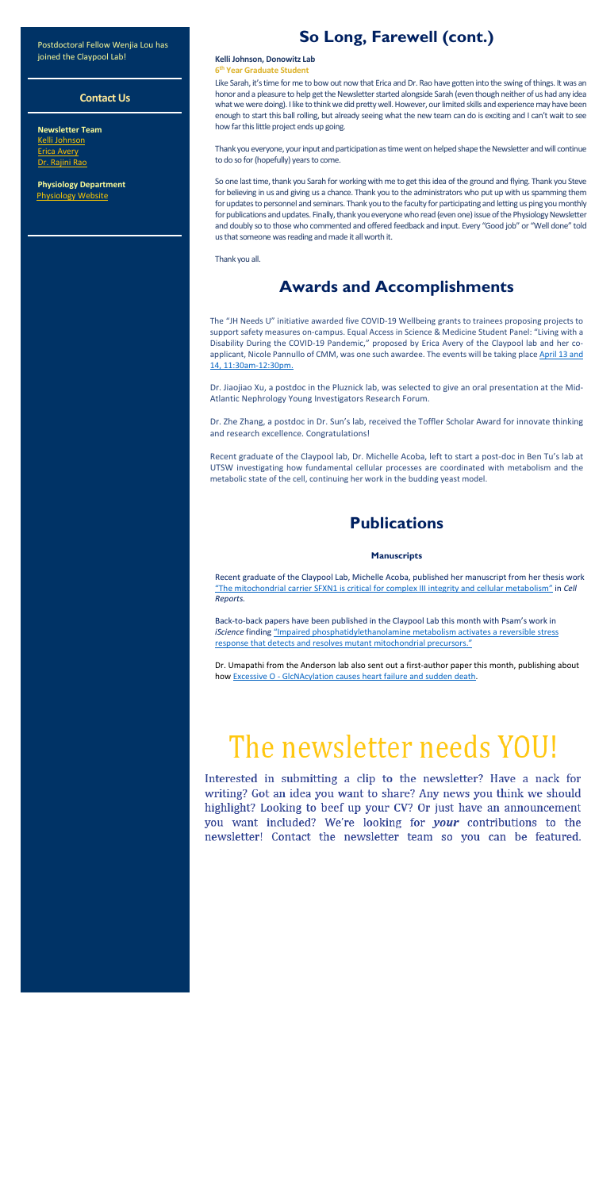Postdoctoral Fellow Wenjia Lou has joined the Claypool Lab!

### Contact Us

**Newsletter Team**
Kelli Johnson
Erica Avery
Dr. Rajini Rao

**Physiology Department**
Physiology Website

## So Long, Farewell (cont.)

**Kelli Johnson, Donowitz Lab**
**6th Year Graduate Student**

Like Sarah, it's time for me to bow out now that Erica and Dr. Rao have gotten into the swing of things. It was an honor and a pleasure to help get the Newsletter started alongside Sarah (even though neither of us had any idea what we were doing). I like to think we did pretty well. However, our limited skills and experience may have been enough to start this ball rolling, but already seeing what the new team can do is exciting and I can't wait to see how far this little project ends up going.

Thank you everyone, your input and participation as time went on helped shape the Newsletter and will continue to do so for (hopefully) years to come.

So one last time, thank you Sarah for working with me to get this idea of the ground and flying. Thank you Steve for believing in us and giving us a chance. Thank you to the administrators who put up with us spamming them for updates to personnel and seminars. Thank you to the faculty for participating and letting us ping you monthly for publications and updates. Finally, thank you everyone who read (even one) issue of the Physiology Newsletter and doubly so to those who commented and offered feedback and input. Every "Good job" or "Well done" told us that someone was reading and made it all worth it.

Thank you all.

## Awards and Accomplishments

The "JH Needs U" initiative awarded five COVID-19 Wellbeing grants to trainees proposing projects to support safety measures on-campus. Equal Access in Science & Medicine Student Panel: "Living with a Disability During the COVID-19 Pandemic," proposed by Erica Avery of the Claypool lab and her co-applicant, Nicole Pannullo of CMM, was one such awardee. The events will be taking place April 13 and 14, 11:30am-12:30pm.

Dr. Jiaojiao Xu, a postdoc in the Pluznick lab, was selected to give an oral presentation at the Mid-Atlantic Nephrology Young Investigators Research Forum.

Dr. Zhe Zhang, a postdoc in Dr. Sun's lab, received the Toffler Scholar Award for innovate thinking and research excellence. Congratulations!

Recent graduate of the Claypool lab, Dr. Michelle Acoba, left to start a post-doc in Ben Tu's lab at UTSW investigating how fundamental cellular processes are coordinated with metabolism and the metabolic state of the cell, continuing her work in the budding yeast model.

## Publications

### Manuscripts

Recent graduate of the Claypool Lab, Michelle Acoba, published her manuscript from her thesis work "The mitochondrial carrier SFXN1 is critical for complex III integrity and cellular metabolism" in *Cell Reports.*

Back-to-back papers have been published in the Claypool Lab this month with Psam's work in *iScience* finding "Impaired phosphatidylethanolamine metabolism activates a reversible stress response that detects and resolves mutant mitochondrial precursors."

Dr. Umapathi from the Anderson lab also sent out a first-author paper this month, publishing about how Excessive O - GlcNAcylation causes heart failure and sudden death.

# The newsletter needs YOU!

Interested in submitting a clip to the newsletter? Have a nack for writing? Got an idea you want to share? Any news you think we should highlight? Looking to beef up your CV? Or just have an announcement you want included? We're looking for ***your*** contributions to the newsletter! Contact the newsletter team so you can be featured.